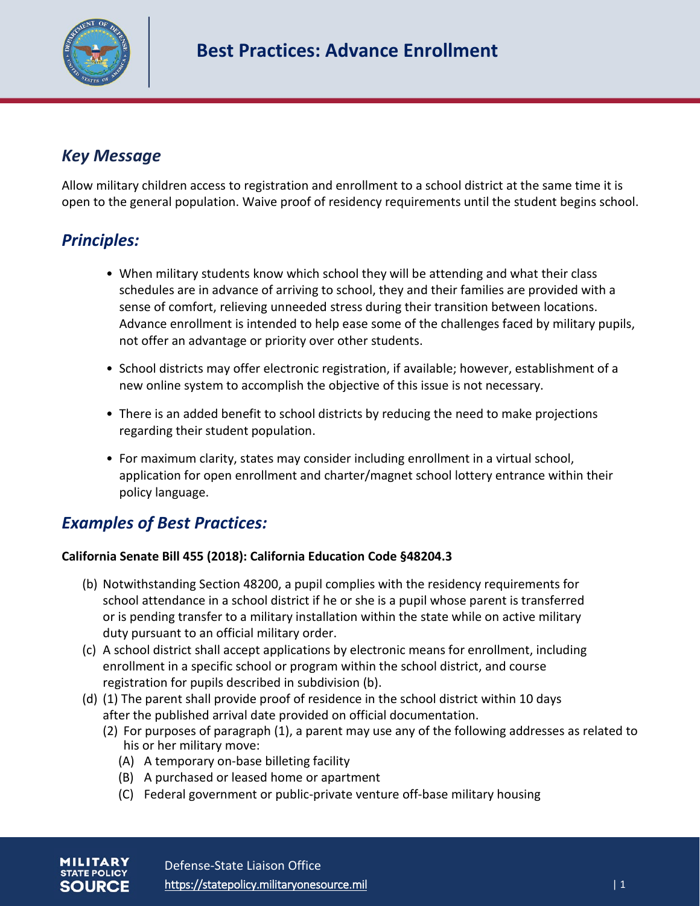# Best Practices: Advance Enrollment

## *Key Message*

Allow military children access to registration and enrollment to a school district at the same time it is open to the general population. Waive proof of residency requirements until the student begins school.

## *Principles:*

- When military students know which school they will be attending and what their class schedules are in advance of arriving to school, they and their families are provided with a sense of comfort, relieving unneeded stress during their transition between locations. Advance enrollment is intended to help ease some of the challenges faced by military pupils, not offer an advantage or priority over other students.
- School districts may offer electronic registration, if available; however, establishment of a new online system to accomplish the objective of this issue is not necessary.
- There is an added benefit to school districts by reducing the need to make projections regarding their student population.
- For maximum clarity, states may consider including enrollment in a virtual school, application for open enrollment and charter/magnet school lottery entrance within their policy language.

## *Examples of Best Practices:*

**California Senate Bill 455 (2018): California Education Code §48204.3**

(b) Notwithstanding Section 48200, a pupil complies with the residency requirements for school attendance in a school district if he or she is a pupil whose parent is transferred or is pending transfer to a military installation within the state while on active military duty pursuant to an official military order.

(c) A school district shall accept applications by electronic means for enrollment, including enrollment in a specific school or program within the school district, and course registration for pupils described in subdivision (b).

(d) (1) The parent shall provide proof of residence in the school district within 10 days after the published arrival date provided on official documentation.

  (2) For purposes of paragraph (1), a parent may use any of the following addresses as related to his or her military move:

   (A) A temporary on-base billeting facility

   (B) A purchased or leased home or apartment

   (C) Federal government or public-private venture off-base military housing

Defense-State Liaison Office
https://statepolicy.militaryonesource.mil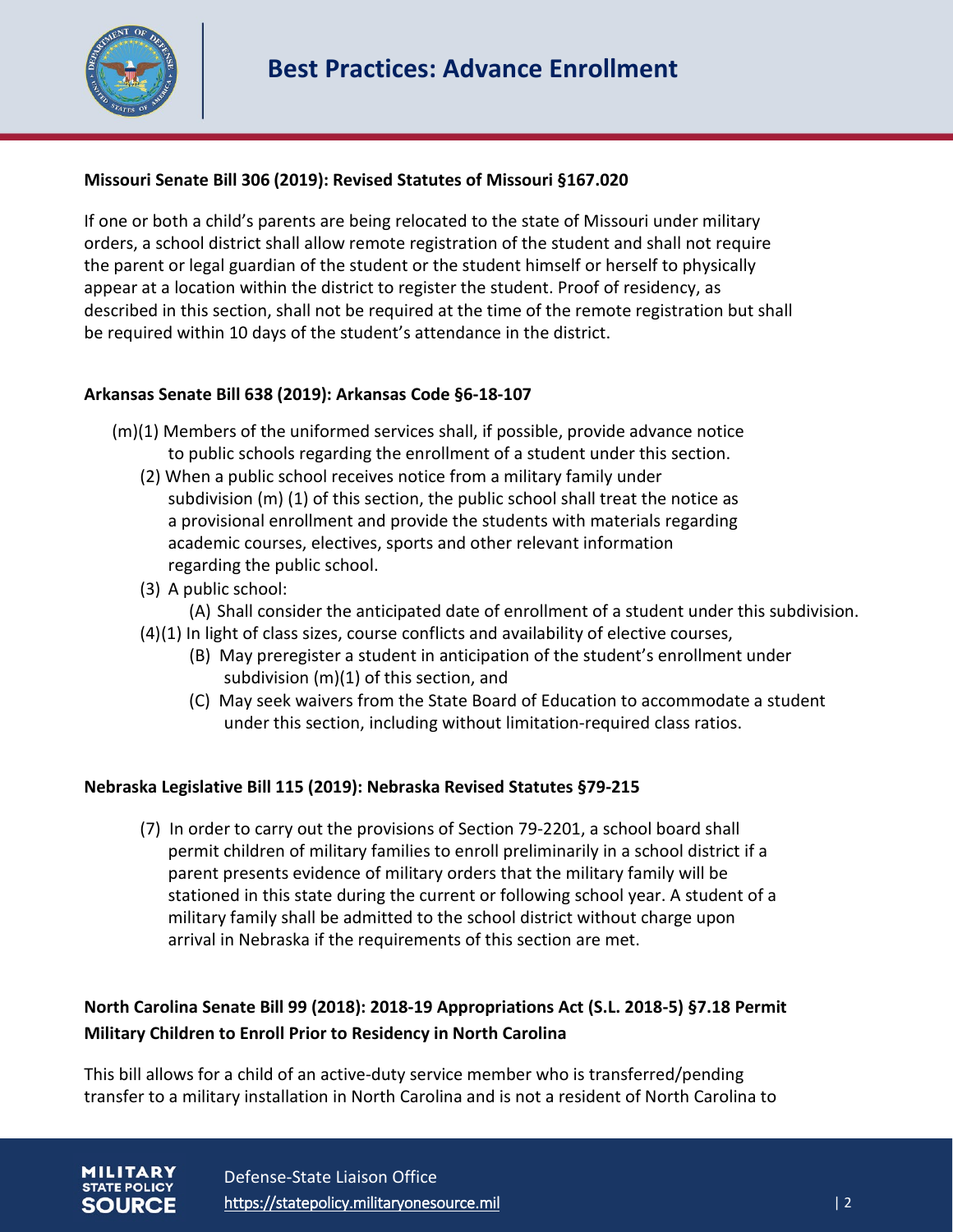**Missouri Senate Bill 306 (2019): Revised Statutes of Missouri §167.020**

If one or both a child's parents are being relocated to the state of Missouri under military orders, a school district shall allow remote registration of the student and shall not require the parent or legal guardian of the student or the student himself or herself to physically appear at a location within the district to register the student. Proof of residency, as described in this section, shall not be required at the time of the remote registration but shall be required within 10 days of the student's attendance in the district.

**Arkansas Senate Bill 638 (2019): Arkansas Code §6-18-107**

(m)(1) Members of the uniformed services shall, if possible, provide advance notice to public schools regarding the enrollment of a student under this section.

(2) When a public school receives notice from a military family under subdivision (m) (1) of this section, the public school shall treat the notice as a provisional enrollment and provide the students with materials regarding academic courses, electives, sports and other relevant information regarding the public school.

(3) A public school:

(A) Shall consider the anticipated date of enrollment of a student under this subdivision.

(4)(1) In light of class sizes, course conflicts and availability of elective courses,

(B) May preregister a student in anticipation of the student's enrollment under subdivision (m)(1) of this section, and

(C) May seek waivers from the State Board of Education to accommodate a student under this section, including without limitation-required class ratios.

**Nebraska Legislative Bill 115 (2019): Nebraska Revised Statutes §79-215**

(7) In order to carry out the provisions of Section 79-2201, a school board shall permit children of military families to enroll preliminarily in a school district if a parent presents evidence of military orders that the military family will be stationed in this state during the current or following school year. A student of a military family shall be admitted to the school district without charge upon arrival in Nebraska if the requirements of this section are met.

**North Carolina Senate Bill 99 (2018): 2018-19 Appropriations Act (S.L. 2018-5) §7.18 Permit Military Children to Enroll Prior to Residency in North Carolina**

This bill allows for a child of an active-duty service member who is transferred/pending transfer to a military installation in North Carolina and is not a resident of North Carolina to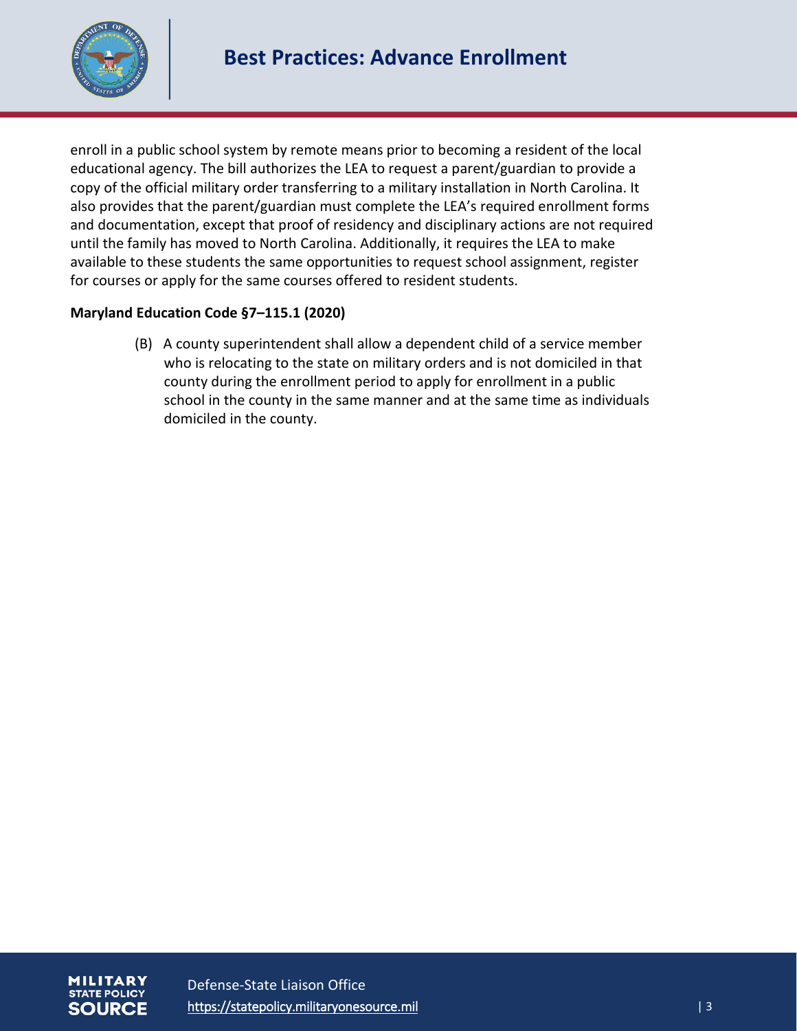enroll in a public school system by remote means prior to becoming a resident of the local educational agency. The bill authorizes the LEA to request a parent/guardian to provide a copy of the official military order transferring to a military installation in North Carolina. It also provides that the parent/guardian must complete the LEA's required enrollment forms and documentation, except that proof of residency and disciplinary actions are not required until the family has moved to North Carolina. Additionally, it requires the LEA to make available to these students the same opportunities to request school assignment, register for courses or apply for the same courses offered to resident students.

**Maryland Education Code §7–115.1 (2020)**

> (B) A county superintendent shall allow a dependent child of a service member who is relocating to the state on military orders and is not domiciled in that county during the enrollment period to apply for enrollment in a public school in the county in the same manner and at the same time as individuals domiciled in the county.